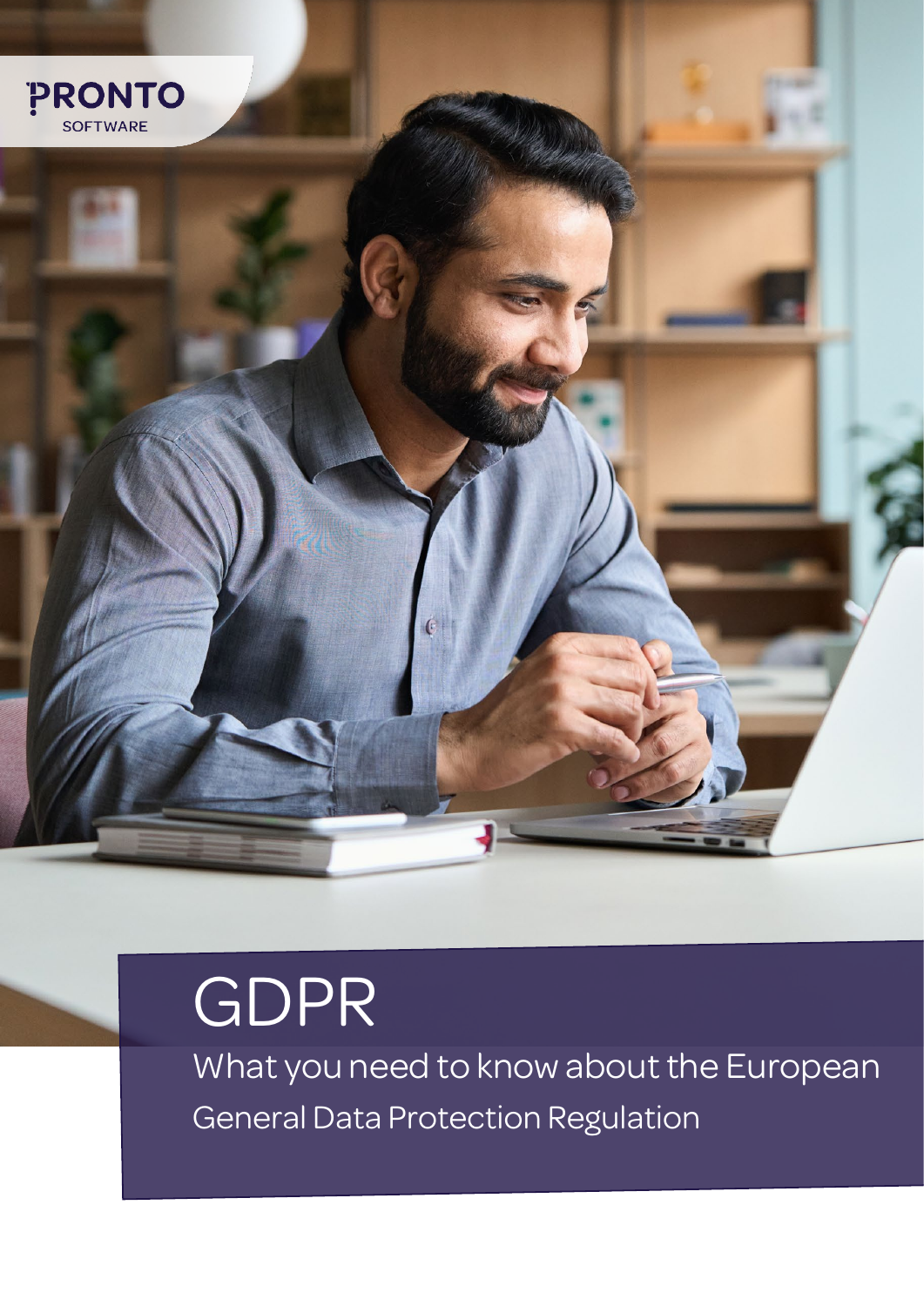PRONTO SOFTWARE

# GDPR

What you need to know about the European General Data Protection Regulation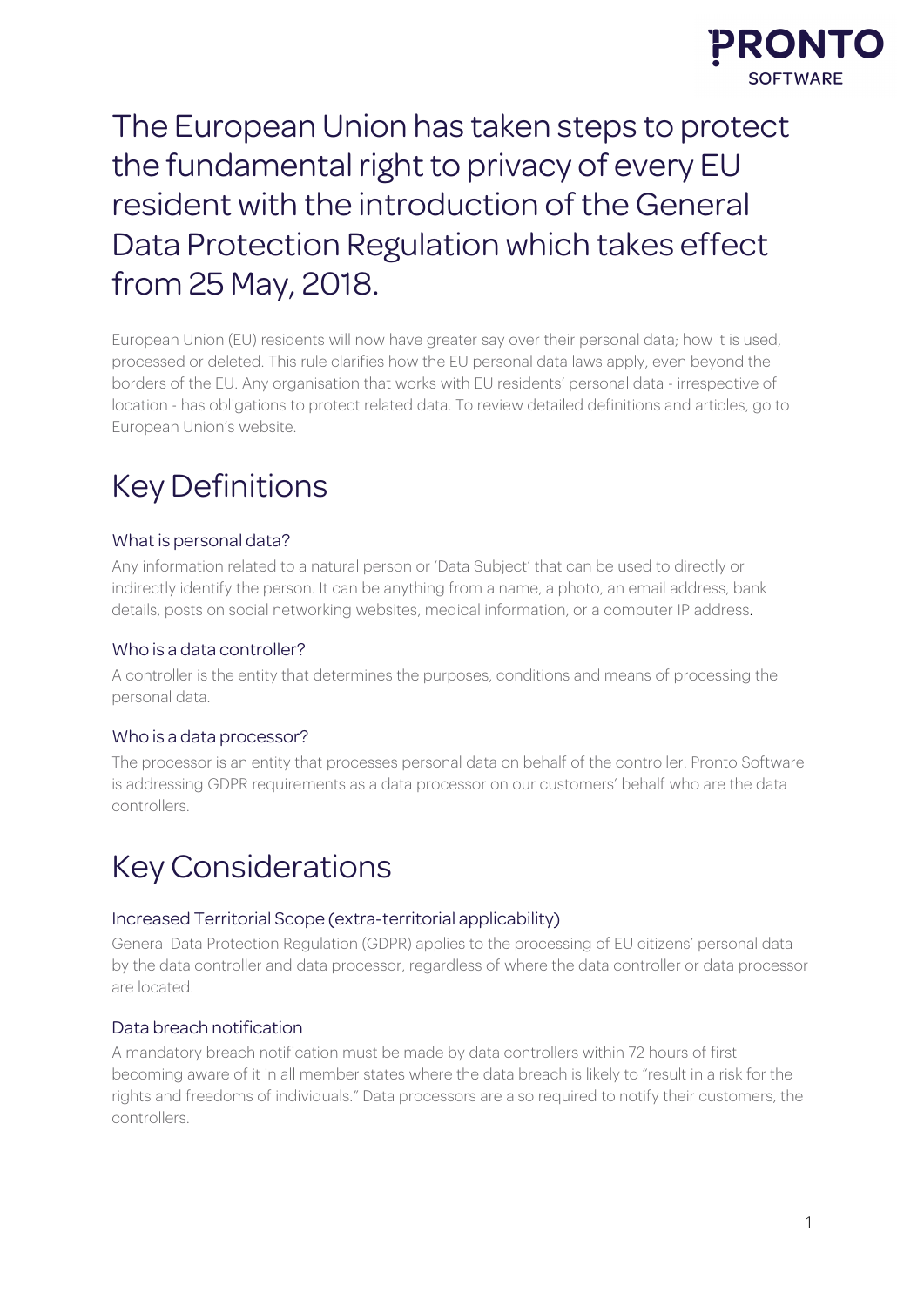# The European Union has taken steps to protect the fundamental right to privacy of every EU resident with the introduction of the General Data Protection Regulation which takes effect from 25 May, 2018.

European Union (EU) residents will now have greater say over their personal data; how it is used, processed or deleted. This rule clarifies how the EU personal data laws apply, even beyond the borders of the EU. Any organisation that works with EU residents' personal data - irrespective of location - has obligations to protect related data. To review detailed definitions and articles, go to European Union's website.

## Key Definitions

### What is personal data?

Any information related to a natural person or 'Data Subject' that can be used to directly or indirectly identify the person. It can be anything from a name, a photo, an email address, bank details, posts on social networking websites, medical information, or a computer IP address.

### Who is a data controller?

A controller is the entity that determines the purposes, conditions and means of processing the personal data.

### Who is a data processor?

The processor is an entity that processes personal data on behalf of the controller. Pronto Software is addressing GDPR requirements as a data processor on our customers' behalf who are the data controllers.

## Key Considerations

### Increased Territorial Scope (extra-territorial applicability)

General Data Protection Regulation (GDPR) applies to the processing of EU citizens' personal data by the data controller and data processor, regardless of where the data controller or data processor are located.

### Data breach notification

A mandatory breach notification must be made by data controllers within 72 hours of first becoming aware of it in all member states where the data breach is likely to "result in a risk for the rights and freedoms of individuals." Data processors are also required to notify their customers, the controllers.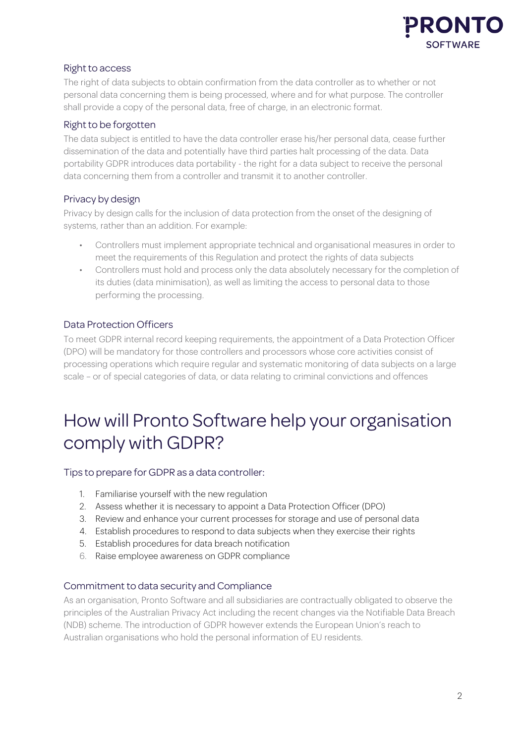### Right to access

The right of data subjects to obtain confirmation from the data controller as to whether or not personal data concerning them is being processed, where and for what purpose. The controller shall provide a copy of the personal data, free of charge, in an electronic format.

### Right to be forgotten

The data subject is entitled to have the data controller erase his/her personal data, cease further dissemination of the data and potentially have third parties halt processing of the data. Data portability GDPR introduces data portability - the right for a data subject to receive the personal data concerning them from a controller and transmit it to another controller.

### Privacy by design

Privacy by design calls for the inclusion of data protection from the onset of the designing of systems, rather than an addition. For example:

- Controllers must implement appropriate technical and organisational measures in order to meet the requirements of this Regulation and protect the rights of data subjects
- Controllers must hold and process only the data absolutely necessary for the completion of its duties (data minimisation), as well as limiting the access to personal data to those performing the processing.

### Data Protection Officers

To meet GDPR internal record keeping requirements, the appointment of a Data Protection Officer (DPO) will be mandatory for those controllers and processors whose core activities consist of processing operations which require regular and systematic monitoring of data subjects on a large scale – or of special categories of data, or data relating to criminal convictions and offences

# How will Pronto Software help your organisation comply with GDPR?

### Tips to prepare for GDPR as a data controller:

1. Familiarise yourself with the new regulation
2. Assess whether it is necessary to appoint a Data Protection Officer (DPO)
3. Review and enhance your current processes for storage and use of personal data
4. Establish procedures to respond to data subjects when they exercise their rights
5. Establish procedures for data breach notification
6. Raise employee awareness on GDPR compliance

### Commitment to data security and Compliance

As an organisation, Pronto Software and all subsidiaries are contractually obligated to observe the principles of the Australian Privacy Act including the recent changes via the Notifiable Data Breach (NDB) scheme. The introduction of GDPR however extends the European Union's reach to Australian organisations who hold the personal information of EU residents.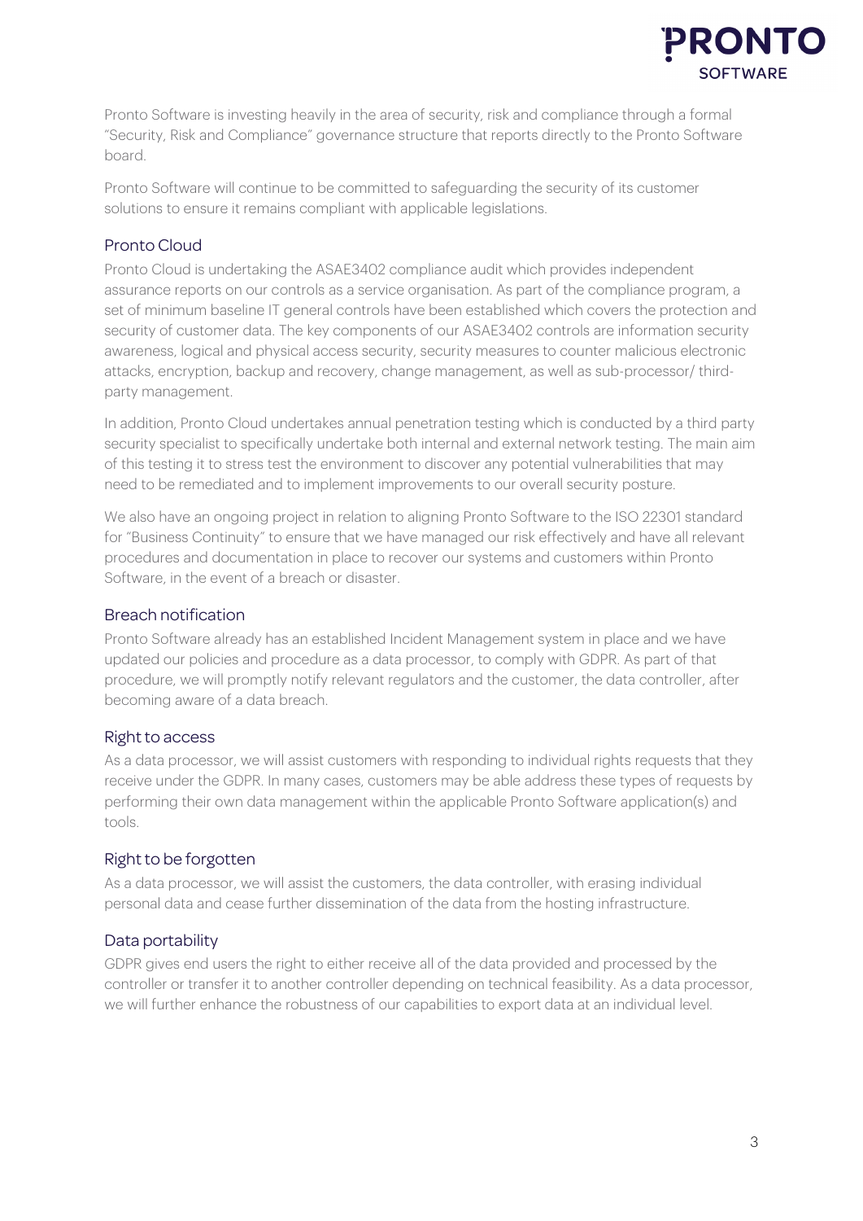Pronto Software is investing heavily in the area of security, risk and compliance through a formal "Security, Risk and Compliance" governance structure that reports directly to the Pronto Software board.

Pronto Software will continue to be committed to safeguarding the security of its customer solutions to ensure it remains compliant with applicable legislations.

## Pronto Cloud

Pronto Cloud is undertaking the ASAE3402 compliance audit which provides independent assurance reports on our controls as a service organisation. As part of the compliance program, a set of minimum baseline IT general controls have been established which covers the protection and security of customer data. The key components of our ASAE3402 controls are information security awareness, logical and physical access security, security measures to counter malicious electronic attacks, encryption, backup and recovery, change management, as well as sub-processor/ third-party management.

In addition, Pronto Cloud undertakes annual penetration testing which is conducted by a third party security specialist to specifically undertake both internal and external network testing. The main aim of this testing it to stress test the environment to discover any potential vulnerabilities that may need to be remediated and to implement improvements to our overall security posture.

We also have an ongoing project in relation to aligning Pronto Software to the ISO 22301 standard for "Business Continuity" to ensure that we have managed our risk effectively and have all relevant procedures and documentation in place to recover our systems and customers within Pronto Software, in the event of a breach or disaster.

## Breach notification

Pronto Software already has an established Incident Management system in place and we have updated our policies and procedure as a data processor, to comply with GDPR. As part of that procedure, we will promptly notify relevant regulators and the customer, the data controller, after becoming aware of a data breach.

## Right to access

As a data processor, we will assist customers with responding to individual rights requests that they receive under the GDPR. In many cases, customers may be able address these types of requests by performing their own data management within the applicable Pronto Software application(s) and tools.

## Right to be forgotten

As a data processor, we will assist the customers, the data controller, with erasing individual personal data and cease further dissemination of the data from the hosting infrastructure.

## Data portability

GDPR gives end users the right to either receive all of the data provided and processed by the controller or transfer it to another controller depending on technical feasibility. As a data processor, we will further enhance the robustness of our capabilities to export data at an individual level.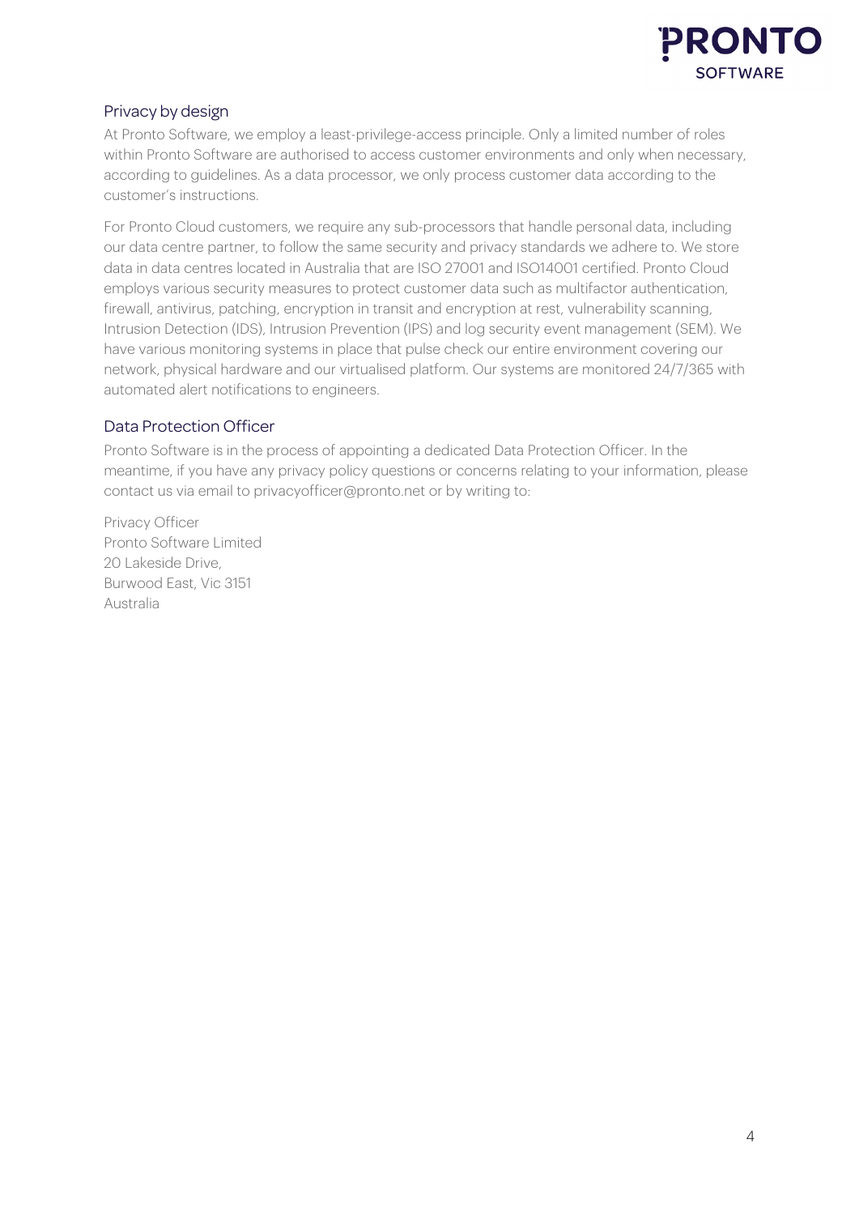## Privacy by design

At Pronto Software, we employ a least-privilege-access principle. Only a limited number of roles within Pronto Software are authorised to access customer environments and only when necessary, according to guidelines. As a data processor, we only process customer data according to the customer's instructions.

For Pronto Cloud customers, we require any sub-processors that handle personal data, including our data centre partner, to follow the same security and privacy standards we adhere to. We store data in data centres located in Australia that are ISO 27001 and ISO14001 certified. Pronto Cloud employs various security measures to protect customer data such as multifactor authentication, firewall, antivirus, patching, encryption in transit and encryption at rest, vulnerability scanning, Intrusion Detection (IDS), Intrusion Prevention (IPS) and log security event management (SEM). We have various monitoring systems in place that pulse check our entire environment covering our network, physical hardware and our virtualised platform. Our systems are monitored 24/7/365 with automated alert notifications to engineers.

## Data Protection Officer

Pronto Software is in the process of appointing a dedicated Data Protection Officer. In the meantime, if you have any privacy policy questions or concerns relating to your information, please contact us via email to privacyofficer@pronto.net or by writing to:

Privacy Officer
Pronto Software Limited
20 Lakeside Drive,
Burwood East, Vic 3151
Australia